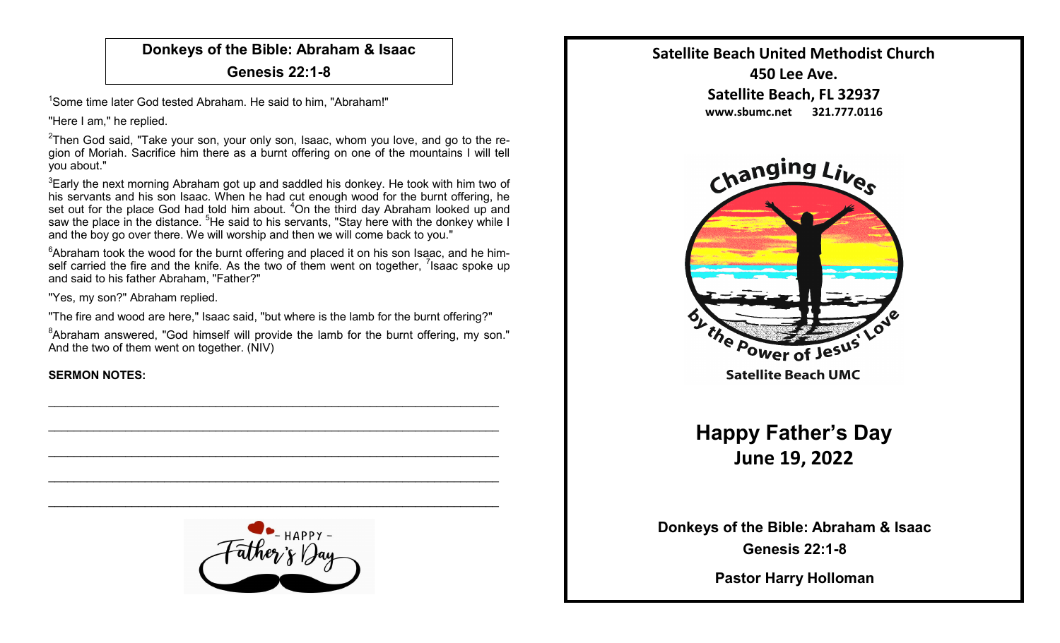## Donkeys of the Bible: Abraham & Isaac

## Genesis 22:1-8

[1]Some time later God tested Abraham. He said to him, "Abraham!"

"Here I am," he replied.

[2]Then God said, "Take your son, your only son, Isaac, whom you love, and go to the region of Moriah. Sacrifice him there as a burnt offering on one of the mountains I will tell you about."

[3]Early the next morning Abraham got up and saddled his donkey. He took with him two of his servants and his son Isaac. When he had cut enough wood for the burnt offering, he set out for the place God had told him about. [4]On the third day Abraham looked up and saw the place in the distance. [5]He said to his servants, "Stay here with the donkey while I and the boy go over there. We will worship and then we will come back to you."

[6]Abraham took the wood for the burnt offering and placed it on his son Isaac, and he himself carried the fire and the knife. As the two of them went on together, [7]Isaac spoke up and said to his father Abraham, "Father?"

"Yes, my son?" Abraham replied.

"The fire and wood are here," Isaac said, "but where is the lamb for the burnt offering?"

[8]Abraham answered, "God himself will provide the lamb for the burnt offering, my son." And the two of them went on together. (NIV)

**SERMON NOTES:**

\_\_\_\_\_\_\_\_\_\_\_\_\_\_\_\_\_\_\_\_\_\_\_\_\_\_\_\_\_\_\_\_\_\_\_\_\_\_\_\_\_\_\_\_\_\_\_\_\_\_\_\_\_\_\_\_\_\_\_\_

\_\_\_\_\_\_\_\_\_\_\_\_\_\_\_\_\_\_\_\_\_\_\_\_\_\_\_\_\_\_\_\_\_\_\_\_\_\_\_\_\_\_\_\_\_\_\_\_\_\_\_\_\_\_\_\_\_\_\_\_

\_\_\_\_\_\_\_\_\_\_\_\_\_\_\_\_\_\_\_\_\_\_\_\_\_\_\_\_\_\_\_\_\_\_\_\_\_\_\_\_\_\_\_\_\_\_\_\_\_\_\_\_\_\_\_\_\_\_\_\_

\_\_\_\_\_\_\_\_\_\_\_\_\_\_\_\_\_\_\_\_\_\_\_\_\_\_\_\_\_\_\_\_\_\_\_\_\_\_\_\_\_\_\_\_\_\_\_\_\_\_\_\_\_\_\_\_\_\_\_\_

\_\_\_\_\_\_\_\_\_\_\_\_\_\_\_\_\_\_\_\_\_\_\_\_\_\_\_\_\_\_\_\_\_\_\_\_\_\_\_\_\_\_\_\_\_\_\_\_\_\_\_\_\_\_\_\_\_\_\_\_

HAPPY Father's Day

**Satellite Beach United Methodist Church**
**450 Lee Ave.**
**Satellite Beach, FL 32937**
**www.sbumc.net 321.777.0116**

Changing Lives by the Power of Jesus' Love

Satellite Beach UMC

# Happy Father's Day
## June 19, 2022

**Donkeys of the Bible: Abraham & Isaac**

**Genesis 22:1-8**

**Pastor Harry Holloman**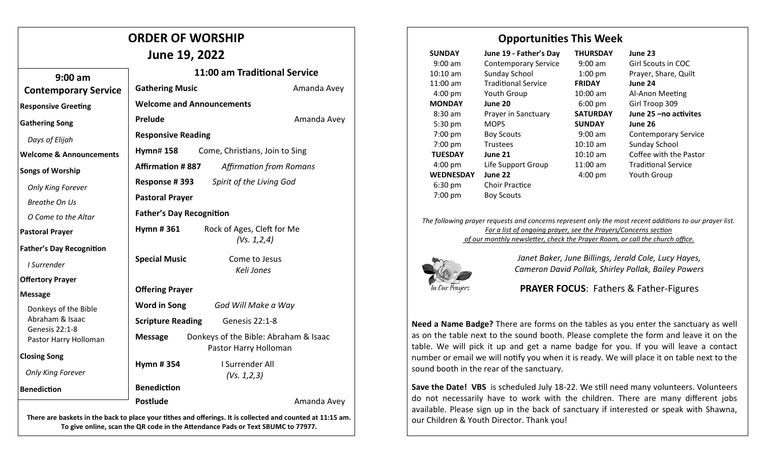# ORDER OF WORSHIP

## June 19, 2022

### 9:00 am Contemporary Service

**Responsive Greeting**

**Gathering Song**

*Days of Elijah*

**Welcome & Announcements**

**Songs of Worship**

*Only King Forever*

*Breathe On Us*

*O Come to the Altar*

**Pastoral Prayer**

**Father's Day Recognition**

*I Surrender*

**Offertory Prayer**

**Message**

Donkeys of the Bible
Abraham & Isaac
Genesis 22:1-8
Pastor Harry Holloman

**Closing Song**

*Only King Forever*

**Benediction**

### 11:00 am Traditional Service

**Gathering Music** — Amanda Avey

**Welcome and Announcements**

**Prelude** — Amanda Avey

**Responsive Reading**

**Hymn# 158** — Come, Christians, Join to Sing

**Affirmation # 887** — *Affirmation from Romans*

**Response # 393** — *Spirit of the Living God*

**Pastoral Prayer**

**Father's Day Recognition**

**Hymn # 361** — Rock of Ages, Cleft for Me *(Vs. 1,2,4)*

**Special Music** — Come to Jesus *Keli Jones*

**Offering Prayer**

**Word in Song** — *God Will Make a Way*

**Scripture Reading** — Genesis 22:1-8

**Message** — Donkeys of the Bible: Abraham & Isaac
Pastor Harry Holloman

**Hymn # 354** — I Surrender All *(Vs. 1,2,3)*

**Benediction**

**Postlude** — Amanda Avey

**There are baskets in the back to place your tithes and offerings. It is collected and counted at 11:15 am. To give online, scan the QR code in the Attendance Pads or Text SBUMC to 77977.**

## Opportunities This Week

| | |
|---|---|
| **SUNDAY** | **June 19 - Father's Day** |
| 9:00 am | Contemporary Service |
| 10:10 am | Sunday School |
| 11:00 am | Traditional Service |
| 4:00 pm | Youth Group |
| **MONDAY** | **June 20** |
| 8:30 am | Prayer in Sanctuary |
| 5:30 pm | MOPS |
| 7:00 pm | Boy Scouts |
| 7:00 pm | Trustees |
| **TUESDAY** | **June 21** |
| 4:00 pm | Life Support Group |
| **WEDNESDAY** | **June 22** |
| 6:30 pm | Choir Practice |
| 7:00 pm | Boy Scouts |
| **THURSDAY** | **June 23** |
| 9:00 am | Girl Scouts in COC |
| 1:00 pm | Prayer, Share, Quilt |
| **FRIDAY** | **June 24** |
| 10:00 am | Al-Anon Meeting |
| 6:00 pm | Girl Troop 309 |
| **SATURDAY** | **June 25 –no activites** |
| **SUNDAY** | **June 26** |
| 9:00 am | Contemporary Service |
| 10:10 am | Sunday School |
| 10:10 am | Coffee with the Pastor |
| 11:00 am | Traditional Service |
| 4:00 pm | Youth Group |

*The following prayer requests and concerns represent only the most recent additions to our prayer list. For a list of ongoing prayer, see the Prayers/Concerns section of our monthly newsletter, check the Prayer Room, or call the church office.*

In Our Prayers

*Janet Baker, June Billings, Jerald Cole, Lucy Hayes, Cameron David Pollak, Shirley Pollak, Bailey Powers*

**PRAYER FOCUS**: Fathers & Father-Figures

**Need a Name Badge?** There are forms on the tables as you enter the sanctuary as well as on the table next to the sound booth. Please complete the form and leave it on the table. We will pick it up and get a name badge for you. If you will leave a contact number or email we will notify you when it is ready. We will place it on table next to the sound booth in the rear of the sanctuary.

**Save the Date! VBS** is scheduled July 18-22. We still need many volunteers. Volunteers do not necessarily have to work with the children. There are many different jobs available. Please sign up in the back of sanctuary if interested or speak with Shawna, our Children & Youth Director. Thank you!